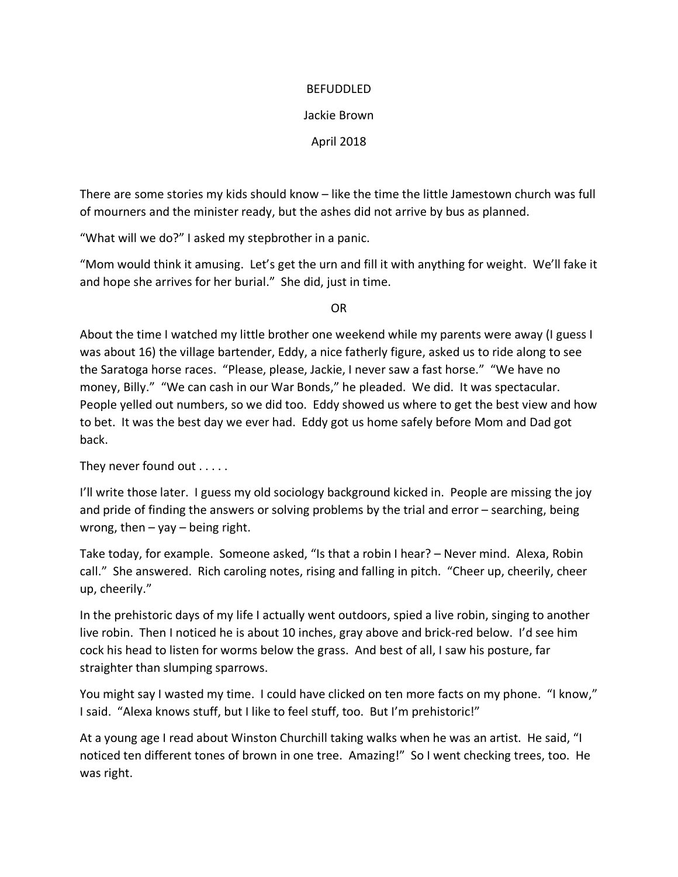# BEFUDDLED

Jackie Brown

April 2018

There are some stories my kids should know – like the time the little Jamestown church was full of mourners and the minister ready, but the ashes did not arrive by bus as planned.

"What will we do?" I asked my stepbrother in a panic.

"Mom would think it amusing. Let's get the urn and fill it with anything for weight. We'll fake it and hope she arrives for her burial." She did, just in time.

OR

About the time I watched my little brother one weekend while my parents were away (I guess I was about 16) the village bartender, Eddy, a nice fatherly figure, asked us to ride along to see the Saratoga horse races. "Please, please, Jackie, I never saw a fast horse." "We have no money, Billy." "We can cash in our War Bonds," he pleaded. We did. It was spectacular. People yelled out numbers, so we did too. Eddy showed us where to get the best view and how to bet. It was the best day we ever had. Eddy got us home safely before Mom and Dad got back.

They never found out . . . . .

I'll write those later. I guess my old sociology background kicked in. People are missing the joy and pride of finding the answers or solving problems by the trial and error – searching, being wrong, then – yay – being right.

Take today, for example. Someone asked, "Is that a robin I hear? – Never mind. Alexa, Robin call." She answered. Rich caroling notes, rising and falling in pitch. "Cheer up, cheerily, cheer up, cheerily."

In the prehistoric days of my life I actually went outdoors, spied a live robin, singing to another live robin. Then I noticed he is about 10 inches, gray above and brick-red below. I'd see him cock his head to listen for worms below the grass. And best of all, I saw his posture, far straighter than slumping sparrows.

You might say I wasted my time. I could have clicked on ten more facts on my phone. "I know," I said. "Alexa knows stuff, but I like to feel stuff, too. But I'm prehistoric!"

At a young age I read about Winston Churchill taking walks when he was an artist. He said, "I noticed ten different tones of brown in one tree. Amazing!" So I went checking trees, too. He was right.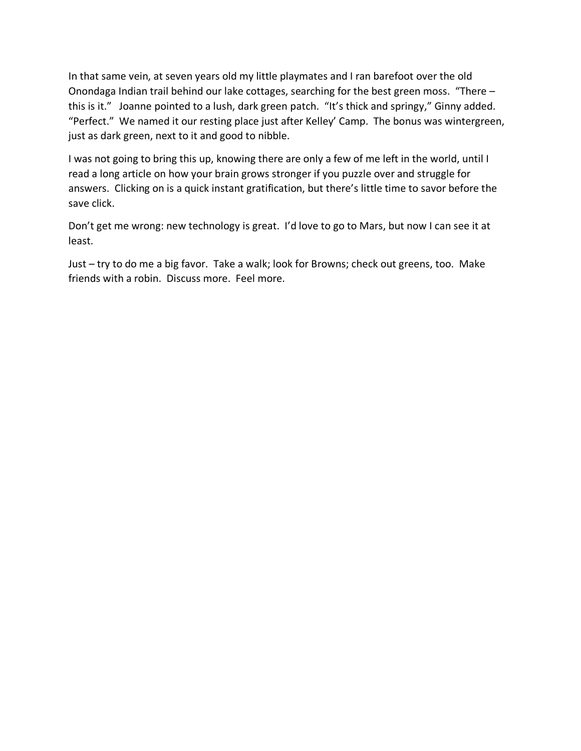In that same vein, at seven years old my little playmates and I ran barefoot over the old Onondaga Indian trail behind our lake cottages, searching for the best green moss. "There – this is it." Joanne pointed to a lush, dark green patch. "It's thick and springy," Ginny added. "Perfect." We named it our resting place just after Kelley' Camp. The bonus was wintergreen, just as dark green, next to it and good to nibble.

I was not going to bring this up, knowing there are only a few of me left in the world, until I read a long article on how your brain grows stronger if you puzzle over and struggle for answers. Clicking on is a quick instant gratification, but there's little time to savor before the save click.

Don't get me wrong: new technology is great. I'd love to go to Mars, but now I can see it at least.

Just – try to do me a big favor. Take a walk; look for Browns; check out greens, too. Make friends with a robin. Discuss more. Feel more.